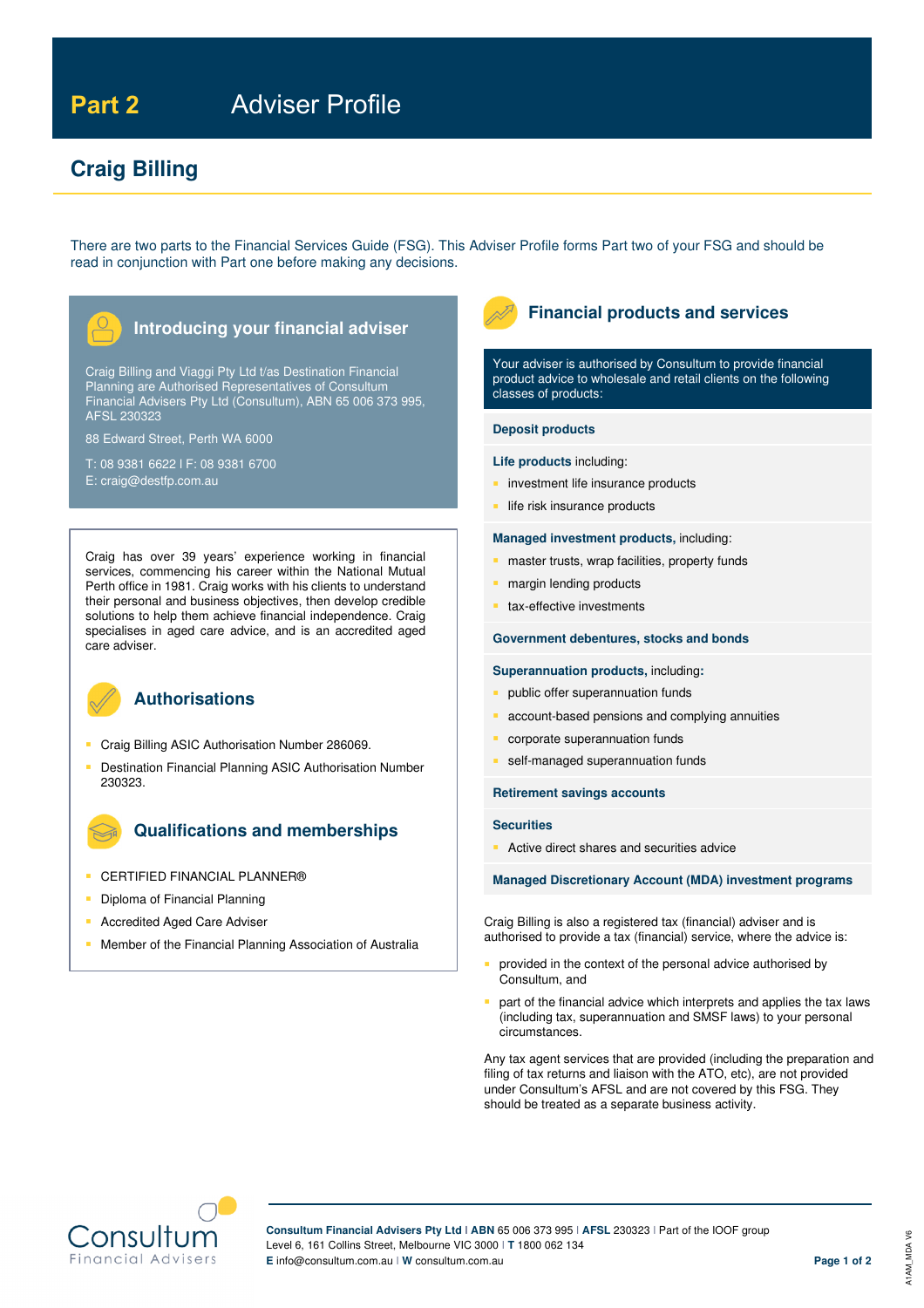# Part 2 Adviser Profile

## Craig Billing

There are two parts to the Financial Services Guide (FSG). This Adviser Profile forms Part two of your FSG and should be read in conjunction with Part one before making any decisions.

### Introducing your financial adviser

Craig Billing and Viaggi Pty Ltd t/as Destination Financial Planning are Authorised Representatives of Consultum Financial Advisers Pty Ltd (Consultum), ABN 65 006 373 995, AFSL 230323

88 Edward Street, Perth WA 6000

T: 08 9381 6622 I F: 08 9381 6700
E: craig@destfp.com.au

Craig has over 39 years' experience working in financial services, commencing his career within the National Mutual Perth office in 1981. Craig works with his clients to understand their personal and business objectives, then develop credible solutions to help them achieve financial independence. Craig specialises in aged care advice, and is an accredited aged care adviser.

### Authorisations

- Craig Billing ASIC Authorisation Number 286069.
- Destination Financial Planning ASIC Authorisation Number 230323.

### Qualifications and memberships

- CERTIFIED FINANCIAL PLANNER®
- Diploma of Financial Planning
- Accredited Aged Care Adviser
- Member of the Financial Planning Association of Australia

### Financial products and services

Your adviser is authorised by Consultum to provide financial product advice to wholesale and retail clients on the following classes of products:

**Deposit products**

**Life products** including:

- investment life insurance products
- life risk insurance products

**Managed investment products,** including:

- master trusts, wrap facilities, property funds
- margin lending products
- tax-effective investments

**Government debentures, stocks and bonds**

**Superannuation products,** including:

- public offer superannuation funds
- account-based pensions and complying annuities
- corporate superannuation funds
- self-managed superannuation funds

**Retirement savings accounts**

**Securities**

- Active direct shares and securities advice

**Managed Discretionary Account (MDA) investment programs**

Craig Billing is also a registered tax (financial) adviser and is authorised to provide a tax (financial) service, where the advice is:

- provided in the context of the personal advice authorised by Consultum, and
- part of the financial advice which interprets and applies the tax laws (including tax, superannuation and SMSF laws) to your personal circumstances.

Any tax agent services that are provided (including the preparation and filing of tax returns and liaison with the ATO, etc), are not provided under Consultum's AFSL and are not covered by this FSG. They should be treated as a separate business activity.

**Consultum Financial Advisers Pty Ltd** I **ABN** 65 006 373 995 I **AFSL** 230323 I Part of the IOOF group
Level 6, 161 Collins Street, Melbourne VIC 3000 I **T** 1800 062 134
**E** info@consultum.com.au I **W** consultum.com.au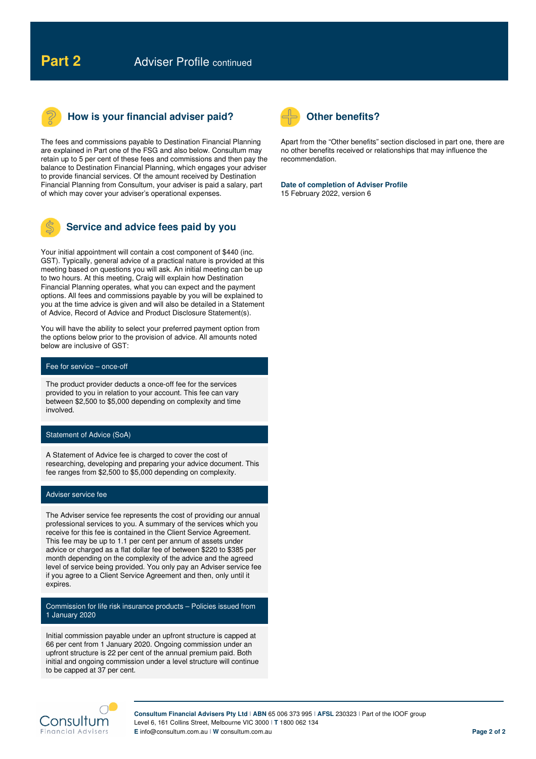# Part 2 Adviser Profile continued

## How is your financial adviser paid?

The fees and commissions payable to Destination Financial Planning are explained in Part one of the FSG and also below. Consultum may retain up to 5 per cent of these fees and commissions and then pay the balance to Destination Financial Planning, which engages your adviser to provide financial services. Of the amount received by Destination Financial Planning from Consultum, your adviser is paid a salary, part of which may cover your adviser's operational expenses.

## Service and advice fees paid by you

Your initial appointment will contain a cost component of $440 (inc. GST). Typically, general advice of a practical nature is provided at this meeting based on questions you will ask. An initial meeting can be up to two hours. At this meeting, Craig will explain how Destination Financial Planning operates, what you can expect and the payment options. All fees and commissions payable by you will be explained to you at the time advice is given and will also be detailed in a Statement of Advice, Record of Advice and Product Disclosure Statement(s).

You will have the ability to select your preferred payment option from the options below prior to the provision of advice. All amounts noted below are inclusive of GST:

### Fee for service – once-off

The product provider deducts a once-off fee for the services provided to you in relation to your account. This fee can vary between $2,500 to $5,000 depending on complexity and time involved.

### Statement of Advice (SoA)

A Statement of Advice fee is charged to cover the cost of researching, developing and preparing your advice document. This fee ranges from $2,500 to $5,000 depending on complexity.

### Adviser service fee

The Adviser service fee represents the cost of providing our annual professional services to you. A summary of the services which you receive for this fee is contained in the Client Service Agreement. This fee may be up to 1.1 per cent per annum of assets under advice or charged as a flat dollar fee of between $220 to $385 per month depending on the complexity of the advice and the agreed level of service being provided. You only pay an Adviser service fee if you agree to a Client Service Agreement and then, only until it expires.

### Commission for life risk insurance products – Policies issued from 1 January 2020

Initial commission payable under an upfront structure is capped at 66 per cent from 1 January 2020. Ongoing commission under an upfront structure is 22 per cent of the annual premium paid. Both initial and ongoing commission under a level structure will continue to be capped at 37 per cent.

## Other benefits?

Apart from the "Other benefits" section disclosed in part one, there are no other benefits received or relationships that may influence the recommendation.

**Date of completion of Adviser Profile**
15 February 2022, version 6

**Consultum Financial Advisers Pty Ltd** | **ABN** 65 006 373 995 | **AFSL** 230323 | Part of the IOOF group
Level 6, 161 Collins Street, Melbourne VIC 3000 | **T** 1800 062 134
**E** info@consultum.com.au | **W** consultum.com.au